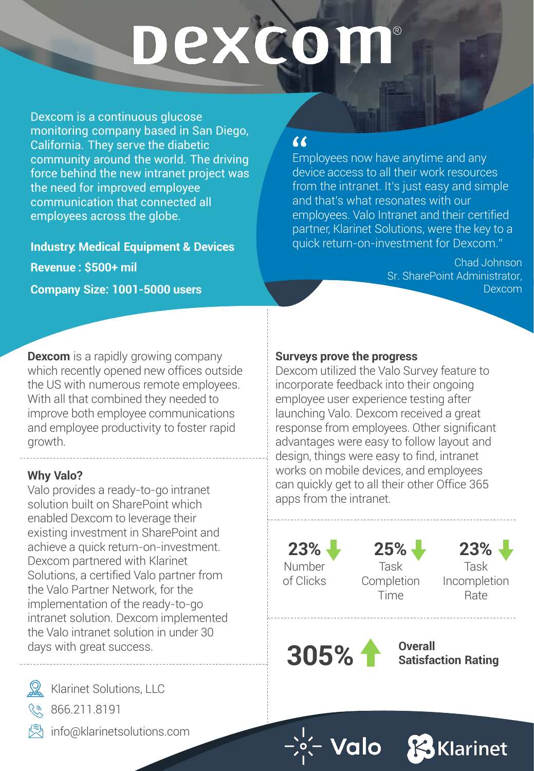# Dexcom®

Dexcom is a continuous glucose monitoring company based in San Diego, California. They serve the diabetic community around the world. The driving force behind the new intranet project was the need for improved employee communication that connected all employees across the globe.

**Industry: Medical Equipment & Devices**

**Revenue : $500+ mil**

**Company Size: 1001-5000 users**

> "Employees now have anytime and any device access to all their work resources from the intranet. It's just easy and simple and that's what resonates with our employees. Valo Intranet and their certified partner, Klarinet Solutions, were the key to a quick return-on-investment for Dexcom."
>
> Chad Johnson
> Sr. SharePoint Administrator, Dexcom

**Dexcom** is a rapidly growing company which recently opened new offices outside the US with numerous remote employees. With all that combined they needed to improve both employee communications and employee productivity to foster rapid growth.

### Why Valo?

Valo provides a ready-to-go intranet solution built on SharePoint which enabled Dexcom to leverage their existing investment in SharePoint and achieve a quick return-on-investment. Dexcom partnered with Klarinet Solutions, a certified Valo partner from the Valo Partner Network, for the implementation of the ready-to-go intranet solution. Dexcom implemented the Valo intranet solution in under 30 days with great success.

- Klarinet Solutions, LLC
- 866.211.8191
- info@klarinetsolutions.com

### Surveys prove the progress

Dexcom utilized the Valo Survey feature to incorporate feedback into their ongoing employee user experience testing after launching Valo. Dexcom received a great response from employees. Other significant advantages were easy to follow layout and design, things were easy to find, intranet works on mobile devices, and employees can quickly get to all their other Office 365 apps from the intranet.

- **23%** ↓ Number of Clicks
- **25%** ↓ Task Completion Time
- **23%** ↓ Task Incompletion Rate

**305%** ↑ **Overall Satisfaction Rating**

Valo | Klarinet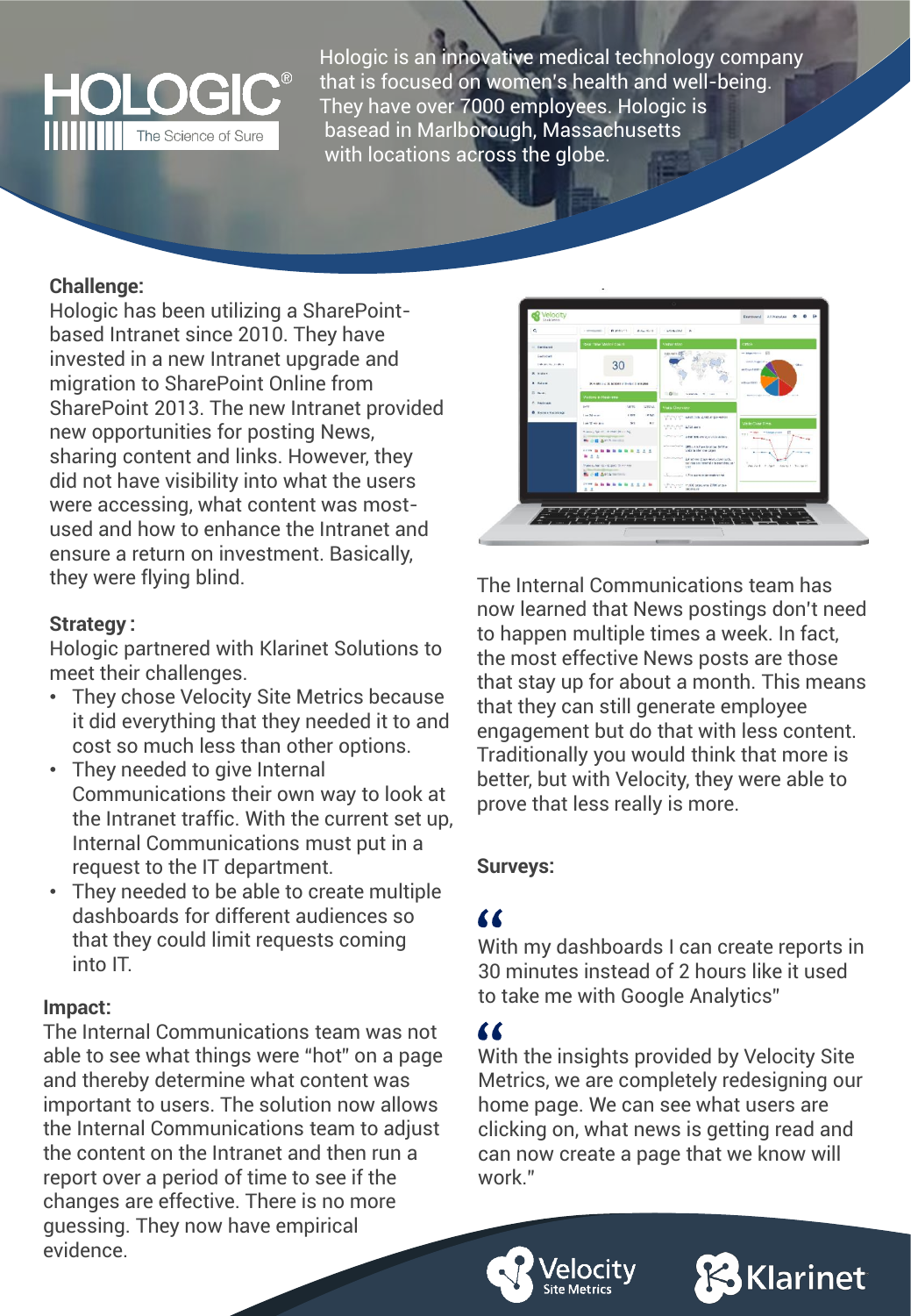HOLOGIC® The Science of Sure

Hologic is an innovative medical technology company that is focused on women's health and well-being. They have over 7000 employees. Hologic is basead in Marlborough, Massachusetts with locations across the globe.

**Challenge:**

Hologic has been utilizing a SharePoint-based Intranet since 2010. They have invested in a new Intranet upgrade and migration to SharePoint Online from SharePoint 2013. The new Intranet provided new opportunities for posting News, sharing content and links. However, they did not have visibility into what the users were accessing, what content was most-used and how to enhance the Intranet and ensure a return on investment. Basically, they were flying blind.

**Strategy :**

Hologic partnered with Klarinet Solutions to meet their challenges.

- They chose Velocity Site Metrics because it did everything that they needed it to and cost so much less than other options.
- They needed to give Internal Communications their own way to look at the Intranet traffic. With the current set up, Internal Communications must put in a request to the IT department.
- They needed to be able to create multiple dashboards for different audiences so that they could limit requests coming into IT.

**Impact:**

The Internal Communications team was not able to see what things were "hot" on a page and thereby determine what content was important to users. The solution now allows the Internal Communications team to adjust the content on the Intranet and then run a report over a period of time to see if the changes are effective. There is no more guessing. They now have empirical evidence.

The Internal Communications team has now learned that News postings don't need to happen multiple times a week. In fact, the most effective News posts are those that stay up for about a month. This means that they can still generate employee engagement but do that with less content. Traditionally you would think that more is better, but with Velocity, they were able to prove that less really is more.

**Surveys:**

"With my dashboards I can create reports in 30 minutes instead of 2 hours like it used to take me with Google Analytics"

"With the insights provided by Velocity Site Metrics, we are completely redesigning our home page. We can see what users are clicking on, what news is getting read and can now create a page that we know will work."

Velocity Site Metrics

Klarinet